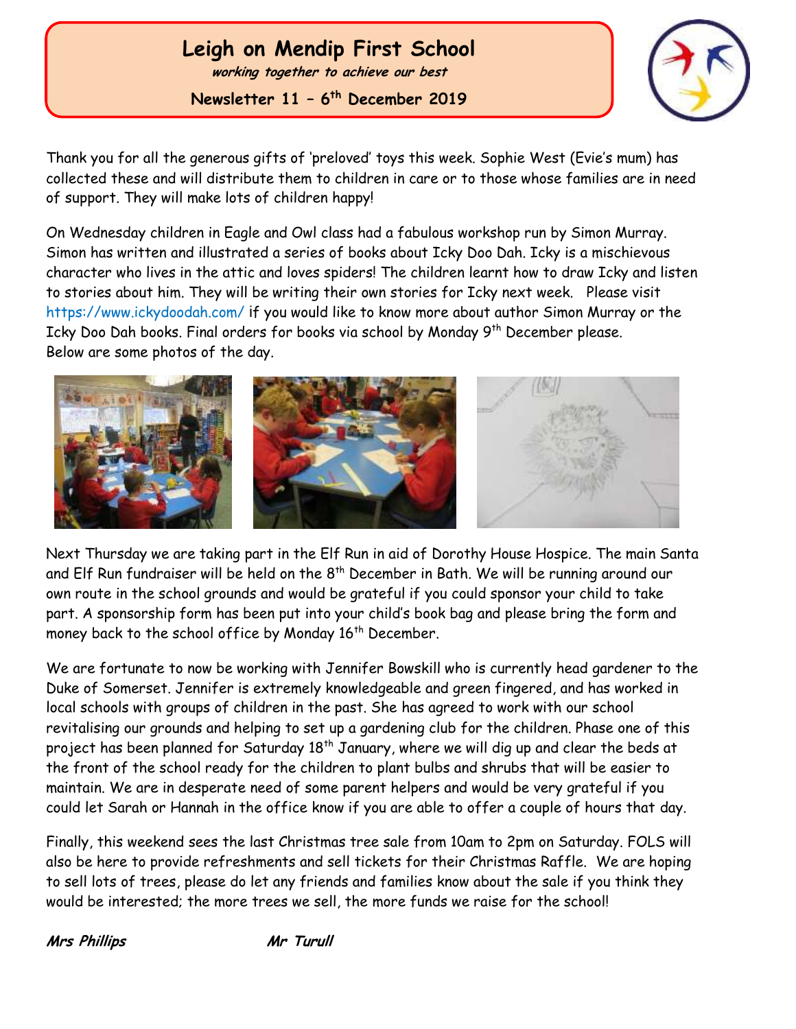# Leigh on Mendip First School

***working together to achieve our best***

**Newsletter 11 – 6th December 2019**

Thank you for all the generous gifts of 'preloved' toys this week. Sophie West (Evie's mum) has collected these and will distribute them to children in care or to those whose families are in need of support. They will make lots of children happy!

On Wednesday children in Eagle and Owl class had a fabulous workshop run by Simon Murray. Simon has written and illustrated a series of books about Icky Doo Dah. Icky is a mischievous character who lives in the attic and loves spiders! The children learnt how to draw Icky and listen to stories about him. They will be writing their own stories for Icky next week. Please visit https://www.ickydoodah.com/ if you would like to know more about author Simon Murray or the Icky Doo Dah books. Final orders for books via school by Monday 9th December please.
Below are some photos of the day.

Next Thursday we are taking part in the Elf Run in aid of Dorothy House Hospice. The main Santa and Elf Run fundraiser will be held on the 8th December in Bath. We will be running around our own route in the school grounds and would be grateful if you could sponsor your child to take part. A sponsorship form has been put into your child's book bag and please bring the form and money back to the school office by Monday 16th December.

We are fortunate to now be working with Jennifer Bowskill who is currently head gardener to the Duke of Somerset. Jennifer is extremely knowledgeable and green fingered, and has worked in local schools with groups of children in the past. She has agreed to work with our school revitalising our grounds and helping to set up a gardening club for the children. Phase one of this project has been planned for Saturday 18th January, where we will dig up and clear the beds at the front of the school ready for the children to plant bulbs and shrubs that will be easier to maintain. We are in desperate need of some parent helpers and would be very grateful if you could let Sarah or Hannah in the office know if you are able to offer a couple of hours that day.

Finally, this weekend sees the last Christmas tree sale from 10am to 2pm on Saturday. FOLS will also be here to provide refreshments and sell tickets for their Christmas Raffle. We are hoping to sell lots of trees, please do let any friends and families know about the sale if you think they would be interested; the more trees we sell, the more funds we raise for the school!

***Mrs Phillips*** ***Mr Turull***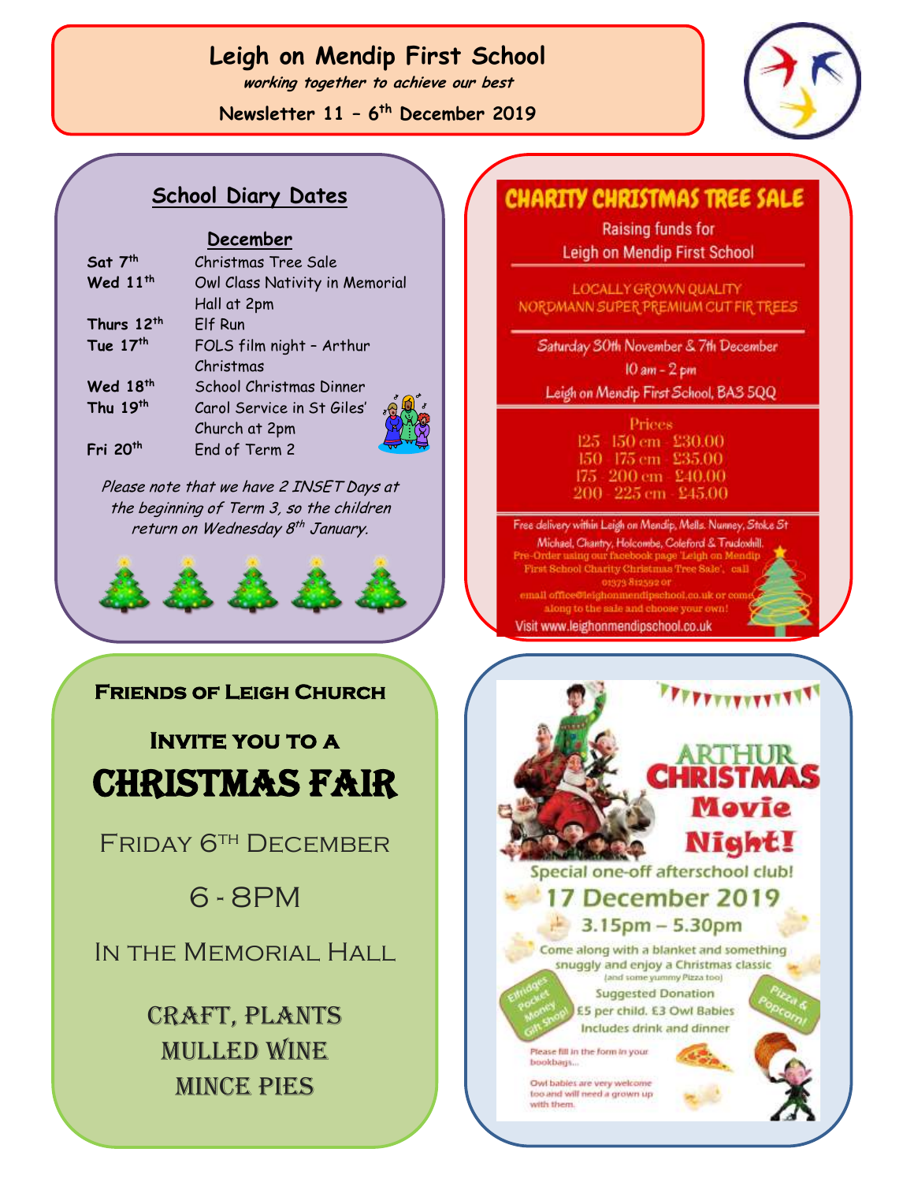# Leigh on Mendip First School

*working together to achieve our best*

**Newsletter 11 – 6th December 2019**

## School Diary Dates

### December

| | |
|---|---|
| **Sat 7th** | Christmas Tree Sale |
| **Wed 11th** | Owl Class Nativity in Memorial Hall at 2pm |
| **Thurs 12th** | Elf Run |
| **Tue 17th** | FOLS film night – Arthur Christmas |
| **Wed 18th** | School Christmas Dinner |
| **Thu 19th** | Carol Service in St Giles' Church at 2pm |
| **Fri 20th** | End of Term 2 |

*Please note that we have 2 INSET Days at the beginning of Term 3, so the children return on Wednesday 8th January.*

## CHARITY CHRISTMAS TREE SALE

Raising funds for Leigh on Mendip First School

LOCALLY GROWN QUALITY NORDMANN SUPER PREMIUM CUT FIR TREES

Saturday 30th November & 7th December

10 am – 2 pm

Leigh on Mendip First School, BA3 5QQ

Prices

125 - 150 cm - £30.00
150 - 175 cm - £35.00
175 - 200 cm - £40.00
200 - 225 cm - £45.00

Free delivery within Leigh on Mendip, Mells, Nunney, Stoke St Michael, Chantry, Holcombe, Coleford & Trudoxhill.

Pre-Order using our facebook page 'Leigh on Mendip First School Charity Christmas Tree Sale', call 01373 812592 or email office@leighonmendipschool.co.uk or come along to the sale and choose your own!

Visit www.leighonmendipschool.co.uk

## Friends of Leigh Church

## Invite you to a

# Christmas Fair

Friday 6th December

6 - 8pm

In the Memorial Hall

Craft, Plants
Mulled Wine
Mince Pies

## ARTHUR CHRISTMAS Movie Night!

Special one-off afterschool club!

**17 December 2019**

**3.15pm – 5.30pm**

Come along with a blanket and something snuggly and enjoy a Christmas classic (and some yummy Pizza too)

Suggested Donation
£5 per child, £3 Owl Babies
Includes drink and dinner

Elfridges Pocket Money Gift Shop!

Pizza & Popcorn!

Please fill in the form in your bookbags...

Owl babies are very welcome too and will need a grown up with them.